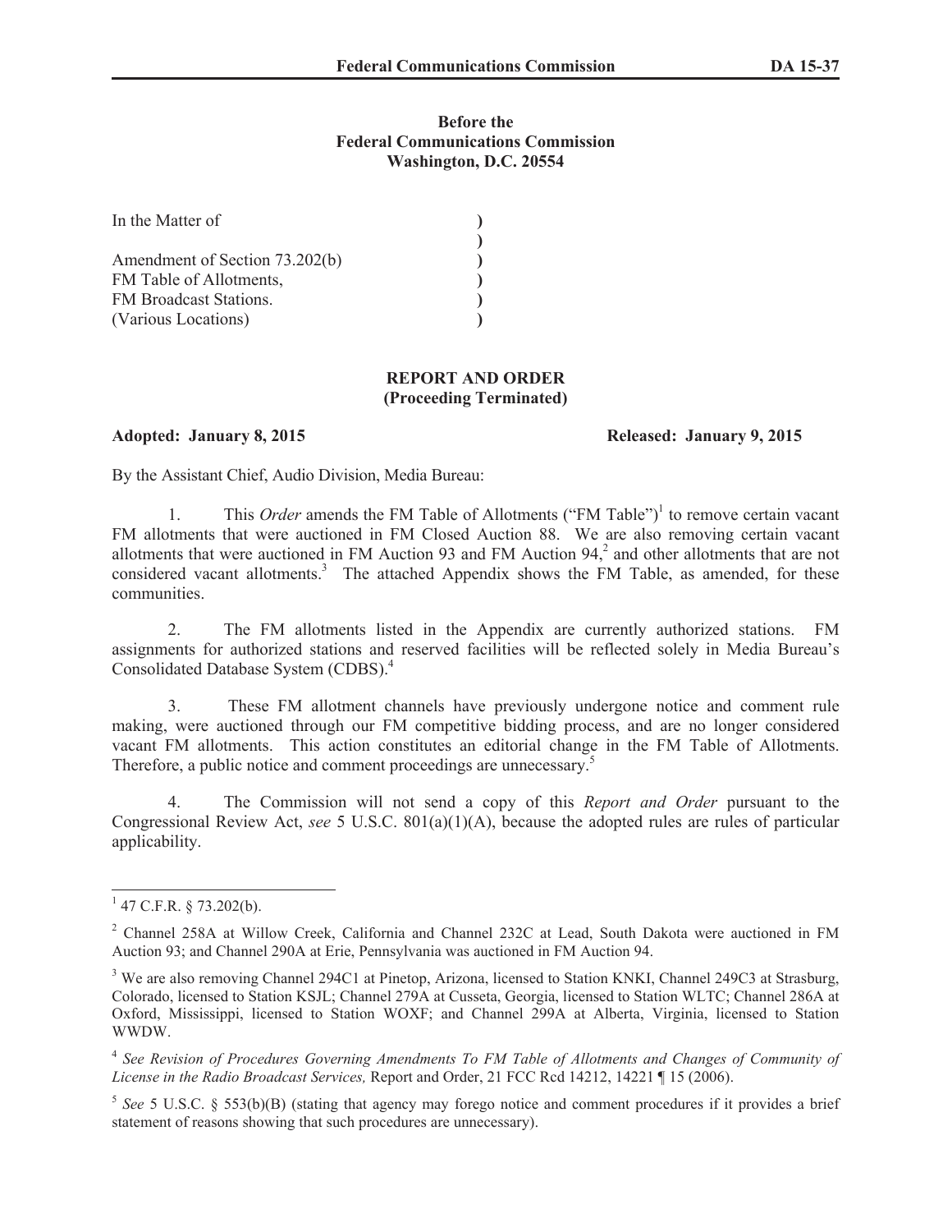**Before the**
**Federal Communications Commission**
**Washington, D.C. 20554**

| | |
|---|---|
| In the Matter of | ) |
| | ) |
| Amendment of Section 73.202(b) | ) |
| FM Table of Allotments, | ) |
| FM Broadcast Stations. | ) |
| (Various Locations) | ) |

**REPORT AND ORDER**
**(Proceeding Terminated)**

**Adopted: January 8, 2015** **Released: January 9, 2015**

By the Assistant Chief, Audio Division, Media Bureau:

1. This *Order* amends the FM Table of Allotments ("FM Table")[1] to remove certain vacant FM allotments that were auctioned in FM Closed Auction 88. We are also removing certain vacant allotments that were auctioned in FM Auction 93 and FM Auction 94,[2] and other allotments that are not considered vacant allotments.[3] The attached Appendix shows the FM Table, as amended, for these communities.

2. The FM allotments listed in the Appendix are currently authorized stations. FM assignments for authorized stations and reserved facilities will be reflected solely in Media Bureau's Consolidated Database System (CDBS).[4]

3. These FM allotment channels have previously undergone notice and comment rule making, were auctioned through our FM competitive bidding process, and are no longer considered vacant FM allotments. This action constitutes an editorial change in the FM Table of Allotments. Therefore, a public notice and comment proceedings are unnecessary.[5]

4. The Commission will not send a copy of this *Report and Order* pursuant to the Congressional Review Act, *see* 5 U.S.C. 801(a)(1)(A), because the adopted rules are rules of particular applicability.

---

[1] 47 C.F.R. § 73.202(b).

[2] Channel 258A at Willow Creek, California and Channel 232C at Lead, South Dakota were auctioned in FM Auction 93; and Channel 290A at Erie, Pennsylvania was auctioned in FM Auction 94.

[3] We are also removing Channel 294C1 at Pinetop, Arizona, licensed to Station KNKI, Channel 249C3 at Strasburg, Colorado, licensed to Station KSJL; Channel 279A at Cusseta, Georgia, licensed to Station WLTC; Channel 286A at Oxford, Mississippi, licensed to Station WOXF; and Channel 299A at Alberta, Virginia, licensed to Station WWDW.

[4] *See Revision of Procedures Governing Amendments To FM Table of Allotments and Changes of Community of License in the Radio Broadcast Services,* Report and Order, 21 FCC Rcd 14212, 14221 ¶ 15 (2006).

[5] *See* 5 U.S.C. § 553(b)(B) (stating that agency may forego notice and comment procedures if it provides a brief statement of reasons showing that such procedures are unnecessary).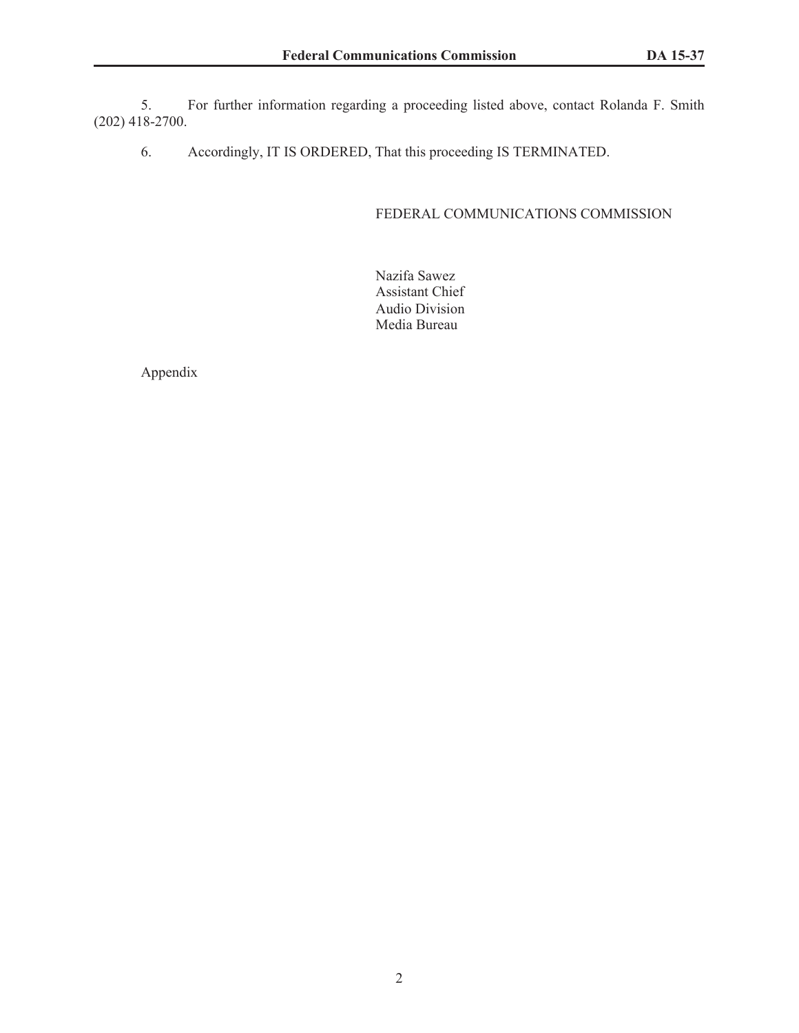5. For further information regarding a proceeding listed above, contact Rolanda F. Smith (202) 418-2700.

6. Accordingly, IT IS ORDERED, That this proceeding IS TERMINATED.

FEDERAL COMMUNICATIONS COMMISSION

Nazifa Sawez
Assistant Chief
Audio Division
Media Bureau

Appendix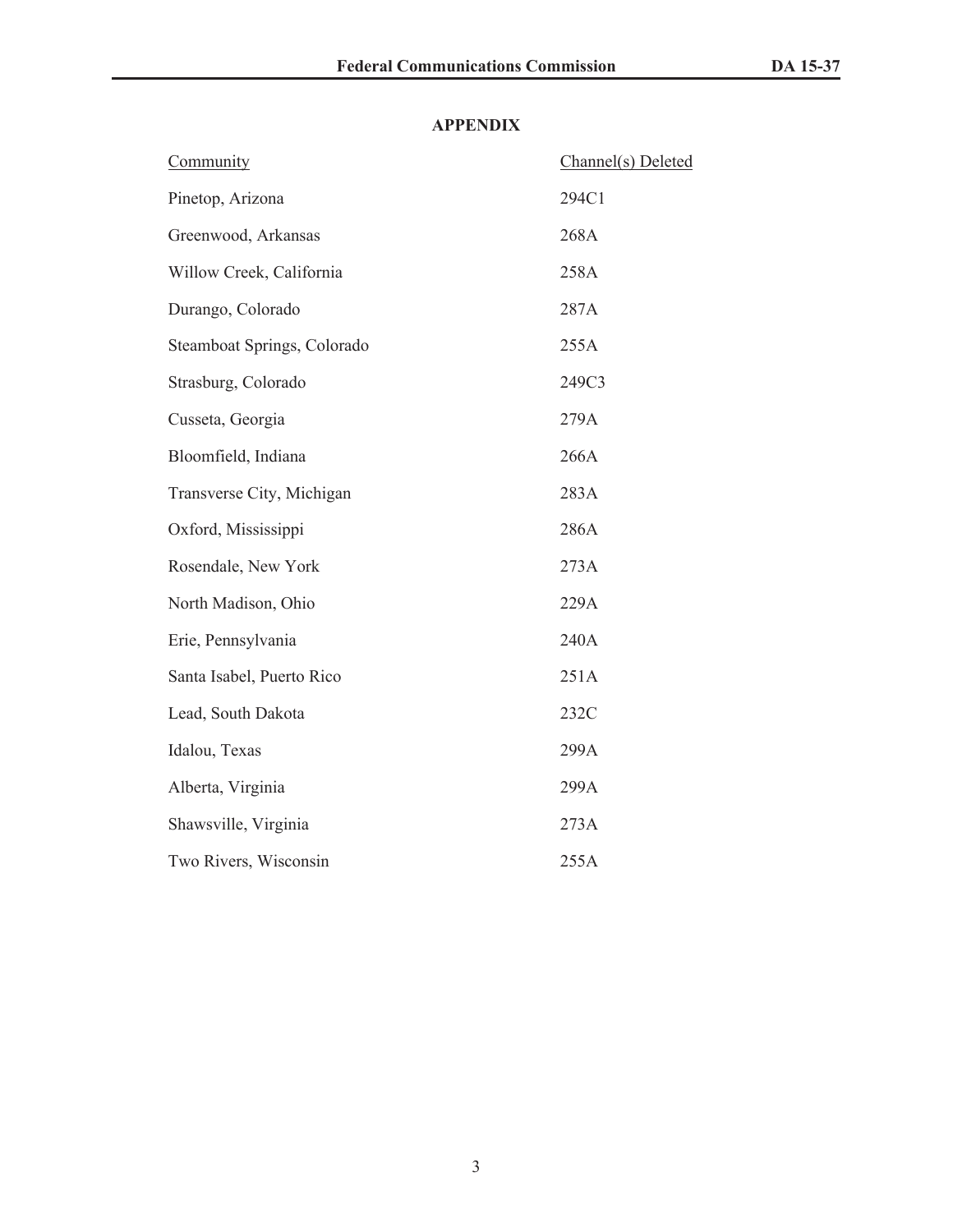**APPENDIX**

| Community | Channel(s) Deleted |
| --- | --- |
| Pinetop, Arizona | 294C1 |
| Greenwood, Arkansas | 268A |
| Willow Creek, California | 258A |
| Durango, Colorado | 287A |
| Steamboat Springs, Colorado | 255A |
| Strasburg, Colorado | 249C3 |
| Cusseta, Georgia | 279A |
| Bloomfield, Indiana | 266A |
| Transverse City, Michigan | 283A |
| Oxford, Mississippi | 286A |
| Rosendale, New York | 273A |
| North Madison, Ohio | 229A |
| Erie, Pennsylvania | 240A |
| Santa Isabel, Puerto Rico | 251A |
| Lead, South Dakota | 232C |
| Idalou, Texas | 299A |
| Alberta, Virginia | 299A |
| Shawsville, Virginia | 273A |
| Two Rivers, Wisconsin | 255A |